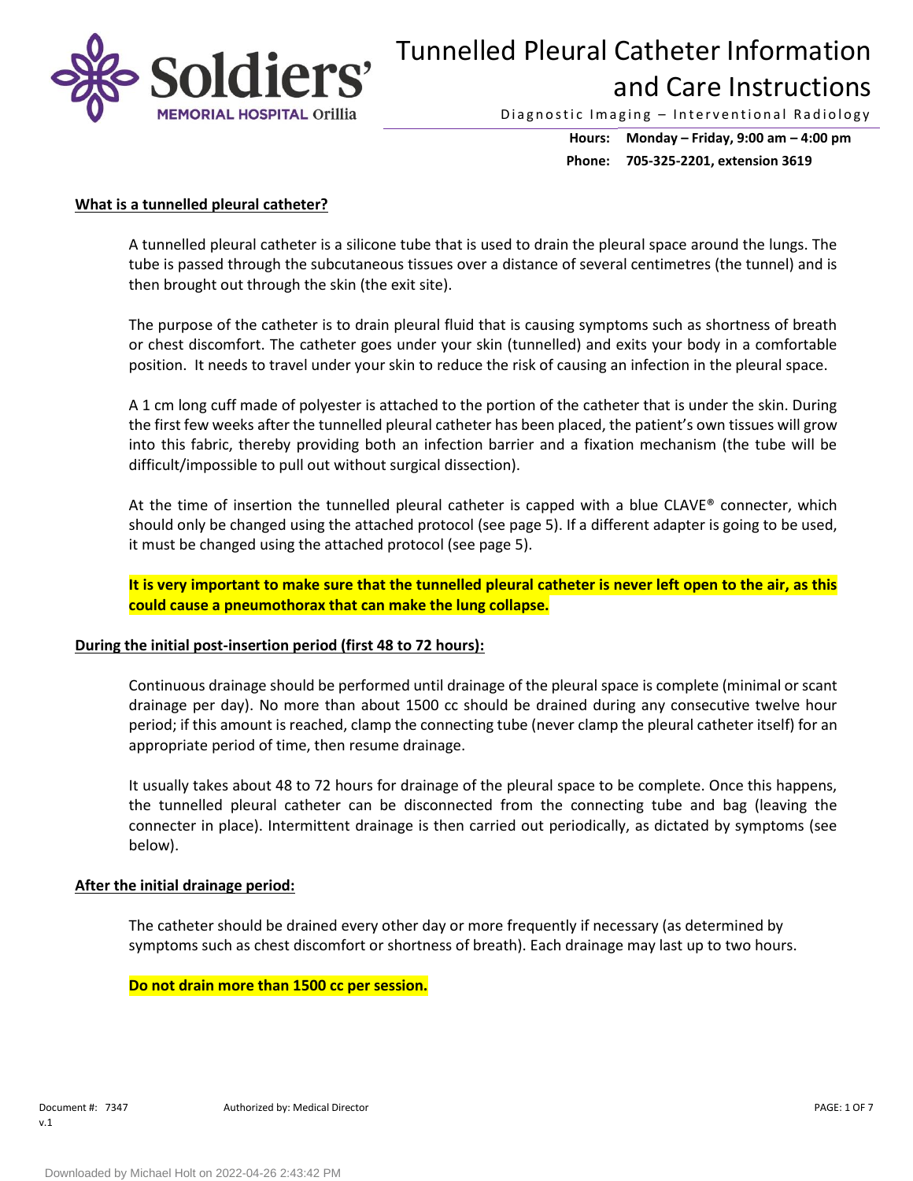# Tunnelled Pleural Catheter Information and Care Instructions

Diagnostic Imaging – Interventional Radiology

**Hours:** **Monday – Friday, 9:00 am – 4:00 pm**
**Phone:** **705-325-2201, extension 3619**

## What is a tunnelled pleural catheter?

A tunnelled pleural catheter is a silicone tube that is used to drain the pleural space around the lungs. The tube is passed through the subcutaneous tissues over a distance of several centimetres (the tunnel) and is then brought out through the skin (the exit site).

The purpose of the catheter is to drain pleural fluid that is causing symptoms such as shortness of breath or chest discomfort. The catheter goes under your skin (tunnelled) and exits your body in a comfortable position. It needs to travel under your skin to reduce the risk of causing an infection in the pleural space.

A 1 cm long cuff made of polyester is attached to the portion of the catheter that is under the skin. During the first few weeks after the tunnelled pleural catheter has been placed, the patient's own tissues will grow into this fabric, thereby providing both an infection barrier and a fixation mechanism (the tube will be difficult/impossible to pull out without surgical dissection).

At the time of insertion the tunnelled pleural catheter is capped with a blue CLAVE® connecter, which should only be changed using the attached protocol (see page 5). If a different adapter is going to be used, it must be changed using the attached protocol (see page 5).

**It is very important to make sure that the tunnelled pleural catheter is never left open to the air, as this could cause a pneumothorax that can make the lung collapse.**

## During the initial post-insertion period (first 48 to 72 hours):

Continuous drainage should be performed until drainage of the pleural space is complete (minimal or scant drainage per day). No more than about 1500 cc should be drained during any consecutive twelve hour period; if this amount is reached, clamp the connecting tube (never clamp the pleural catheter itself) for an appropriate period of time, then resume drainage.

It usually takes about 48 to 72 hours for drainage of the pleural space to be complete. Once this happens, the tunnelled pleural catheter can be disconnected from the connecting tube and bag (leaving the connecter in place). Intermittent drainage is then carried out periodically, as dictated by symptoms (see below).

## After the initial drainage period:

The catheter should be drained every other day or more frequently if necessary (as determined by symptoms such as chest discomfort or shortness of breath). Each drainage may last up to two hours.

**Do not drain more than 1500 cc per session.**

Document #: 7347
v.1

Authorized by: Medical Director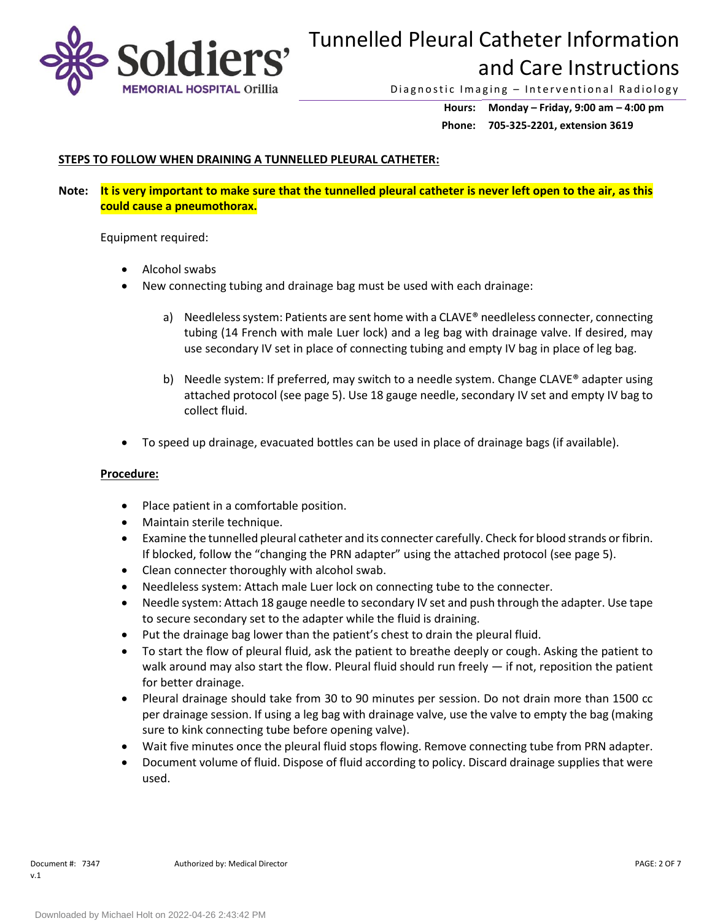**STEPS TO FOLLOW WHEN DRAINING A TUNNELLED PLEURAL CATHETER:**

**Note:** **It is very important to make sure that the tunnelled pleural catheter is never left open to the air, as this could cause a pneumothorax.**

Equipment required:

- Alcohol swabs
- New connecting tubing and drainage bag must be used with each drainage:
  - a) Needleless system: Patients are sent home with a CLAVE® needleless connecter, connecting tubing (14 French with male Luer lock) and a leg bag with drainage valve. If desired, may use secondary IV set in place of connecting tubing and empty IV bag in place of leg bag.
  - b) Needle system: If preferred, may switch to a needle system. Change CLAVE® adapter using attached protocol (see page 5). Use 18 gauge needle, secondary IV set and empty IV bag to collect fluid.
- To speed up drainage, evacuated bottles can be used in place of drainage bags (if available).

**Procedure:**

- Place patient in a comfortable position.
- Maintain sterile technique.
- Examine the tunnelled pleural catheter and its connecter carefully. Check for blood strands or fibrin. If blocked, follow the "changing the PRN adapter" using the attached protocol (see page 5).
- Clean connecter thoroughly with alcohol swab.
- Needleless system: Attach male Luer lock on connecting tube to the connecter.
- Needle system: Attach 18 gauge needle to secondary IV set and push through the adapter. Use tape to secure secondary set to the adapter while the fluid is draining.
- Put the drainage bag lower than the patient's chest to drain the pleural fluid.
- To start the flow of pleural fluid, ask the patient to breathe deeply or cough. Asking the patient to walk around may also start the flow. Pleural fluid should run freely — if not, reposition the patient for better drainage.
- Pleural drainage should take from 30 to 90 minutes per session. Do not drain more than 1500 cc per drainage session. If using a leg bag with drainage valve, use the valve to empty the bag (making sure to kink connecting tube before opening valve).
- Wait five minutes once the pleural fluid stops flowing. Remove connecting tube from PRN adapter.
- Document volume of fluid. Dispose of fluid according to policy. Discard drainage supplies that were used.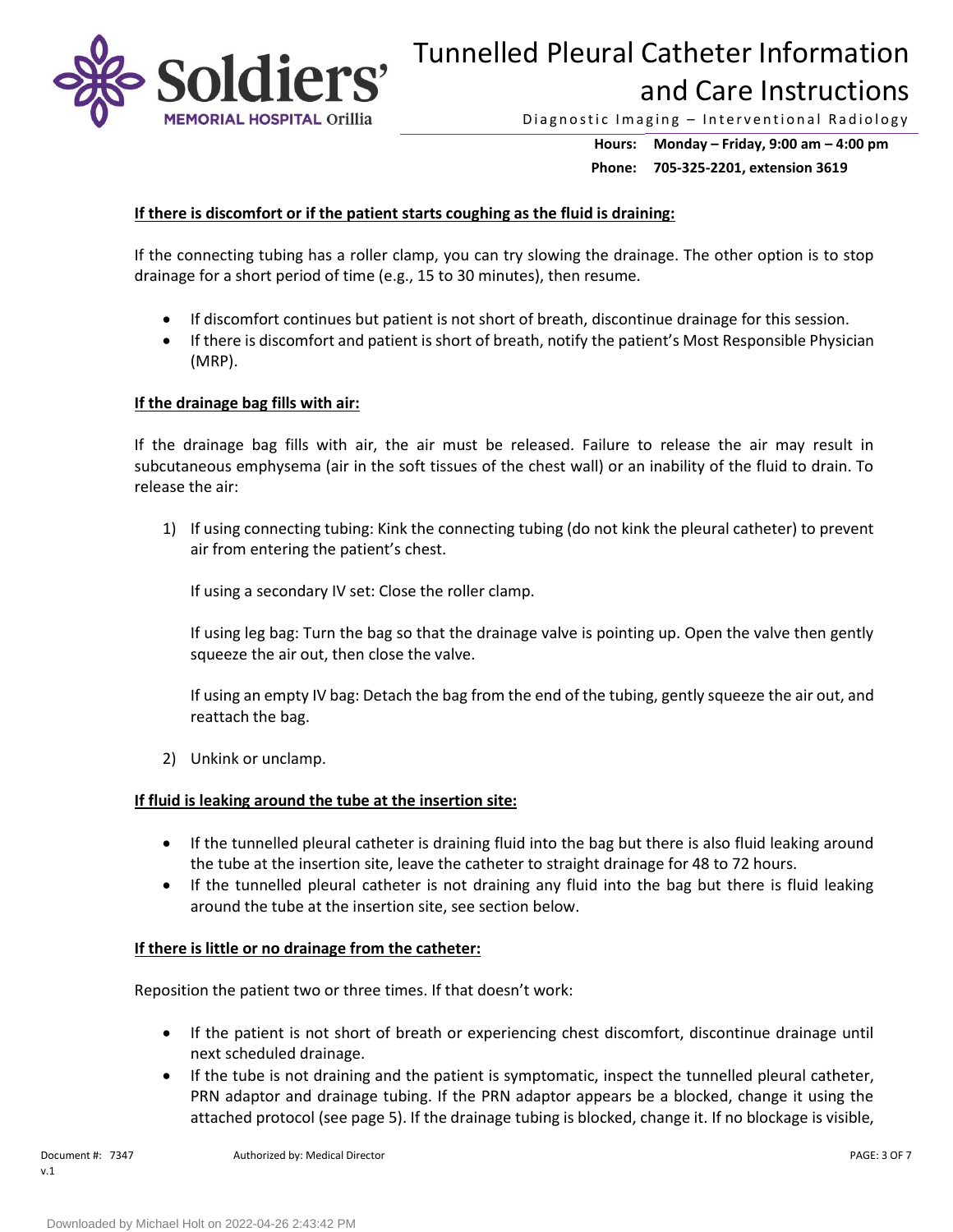**If there is discomfort or if the patient starts coughing as the fluid is draining:**

If the connecting tubing has a roller clamp, you can try slowing the drainage. The other option is to stop drainage for a short period of time (e.g., 15 to 30 minutes), then resume.

- If discomfort continues but patient is not short of breath, discontinue drainage for this session.
- If there is discomfort and patient is short of breath, notify the patient's Most Responsible Physician (MRP).

**If the drainage bag fills with air:**

If the drainage bag fills with air, the air must be released. Failure to release the air may result in subcutaneous emphysema (air in the soft tissues of the chest wall) or an inability of the fluid to drain. To release the air:

1) If using connecting tubing: Kink the connecting tubing (do not kink the pleural catheter) to prevent air from entering the patient's chest.

   If using a secondary IV set: Close the roller clamp.

   If using leg bag: Turn the bag so that the drainage valve is pointing up. Open the valve then gently squeeze the air out, then close the valve.

   If using an empty IV bag: Detach the bag from the end of the tubing, gently squeeze the air out, and reattach the bag.

2) Unkink or unclamp.

**If fluid is leaking around the tube at the insertion site:**

- If the tunnelled pleural catheter is draining fluid into the bag but there is also fluid leaking around the tube at the insertion site, leave the catheter to straight drainage for 48 to 72 hours.
- If the tunnelled pleural catheter is not draining any fluid into the bag but there is fluid leaking around the tube at the insertion site, see section below.

**If there is little or no drainage from the catheter:**

Reposition the patient two or three times. If that doesn't work:

- If the patient is not short of breath or experiencing chest discomfort, discontinue drainage until next scheduled drainage.
- If the tube is not draining and the patient is symptomatic, inspect the tunnelled pleural catheter, PRN adaptor and drainage tubing. If the PRN adaptor appears be a blocked, change it using the attached protocol (see page 5). If the drainage tubing is blocked, change it. If no blockage is visible,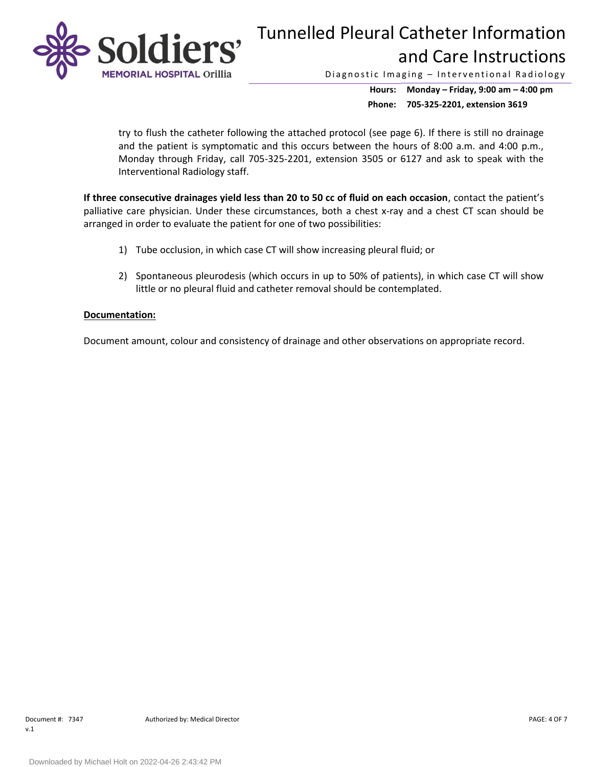try to flush the catheter following the attached protocol (see page 6). If there is still no drainage and the patient is symptomatic and this occurs between the hours of 8:00 a.m. and 4:00 p.m., Monday through Friday, call 705-325-2201, extension 3505 or 6127 and ask to speak with the Interventional Radiology staff.

**If three consecutive drainages yield less than 20 to 50 cc of fluid on each occasion**, contact the patient's palliative care physician. Under these circumstances, both a chest x-ray and a chest CT scan should be arranged in order to evaluate the patient for one of two possibilities:

1) Tube occlusion, in which case CT will show increasing pleural fluid; or

2) Spontaneous pleurodesis (which occurs in up to 50% of patients), in which case CT will show little or no pleural fluid and catheter removal should be contemplated.

**Documentation:**

Document amount, colour and consistency of drainage and other observations on appropriate record.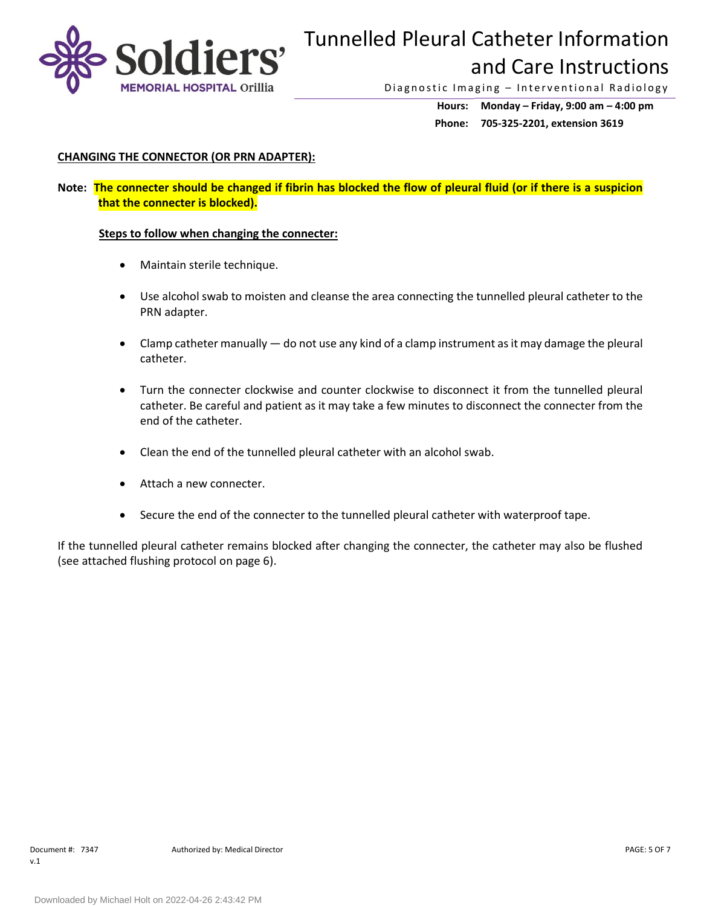**CHANGING THE CONNECTOR (OR PRN ADAPTER):**

**Note: The connecter should be changed if fibrin has blocked the flow of pleural fluid (or if there is a suspicion that the connecter is blocked).**

**Steps to follow when changing the connecter:**

- Maintain sterile technique.
- Use alcohol swab to moisten and cleanse the area connecting the tunnelled pleural catheter to the PRN adapter.
- Clamp catheter manually — do not use any kind of a clamp instrument as it may damage the pleural catheter.
- Turn the connecter clockwise and counter clockwise to disconnect it from the tunnelled pleural catheter. Be careful and patient as it may take a few minutes to disconnect the connecter from the end of the catheter.
- Clean the end of the tunnelled pleural catheter with an alcohol swab.
- Attach a new connecter.
- Secure the end of the connecter to the tunnelled pleural catheter with waterproof tape.

If the tunnelled pleural catheter remains blocked after changing the connecter, the catheter may also be flushed (see attached flushing protocol on page 6).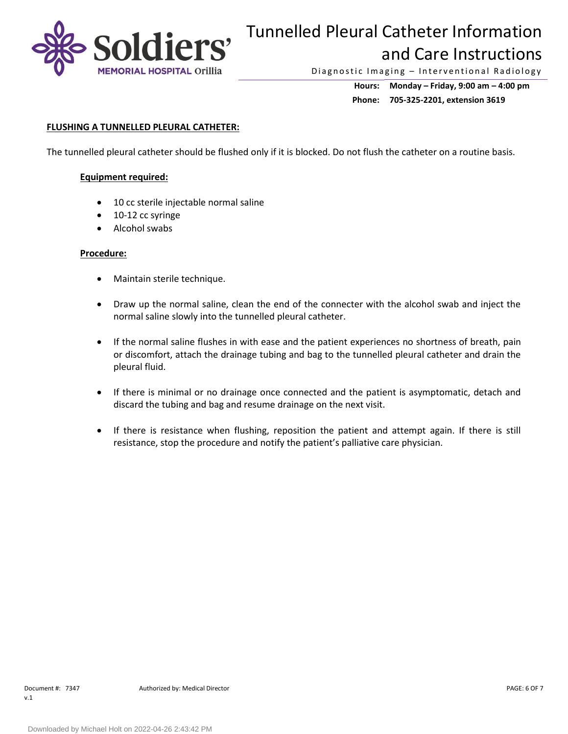## FLUSHING A TUNNELLED PLEURAL CATHETER:

The tunnelled pleural catheter should be flushed only if it is blocked. Do not flush the catheter on a routine basis.

### Equipment required:

- 10 cc sterile injectable normal saline
- 10-12 cc syringe
- Alcohol swabs

### Procedure:

- Maintain sterile technique.
- Draw up the normal saline, clean the end of the connecter with the alcohol swab and inject the normal saline slowly into the tunnelled pleural catheter.
- If the normal saline flushes in with ease and the patient experiences no shortness of breath, pain or discomfort, attach the drainage tubing and bag to the tunnelled pleural catheter and drain the pleural fluid.
- If there is minimal or no drainage once connected and the patient is asymptomatic, detach and discard the tubing and bag and resume drainage on the next visit.
- If there is resistance when flushing, reposition the patient and attempt again. If there is still resistance, stop the procedure and notify the patient's palliative care physician.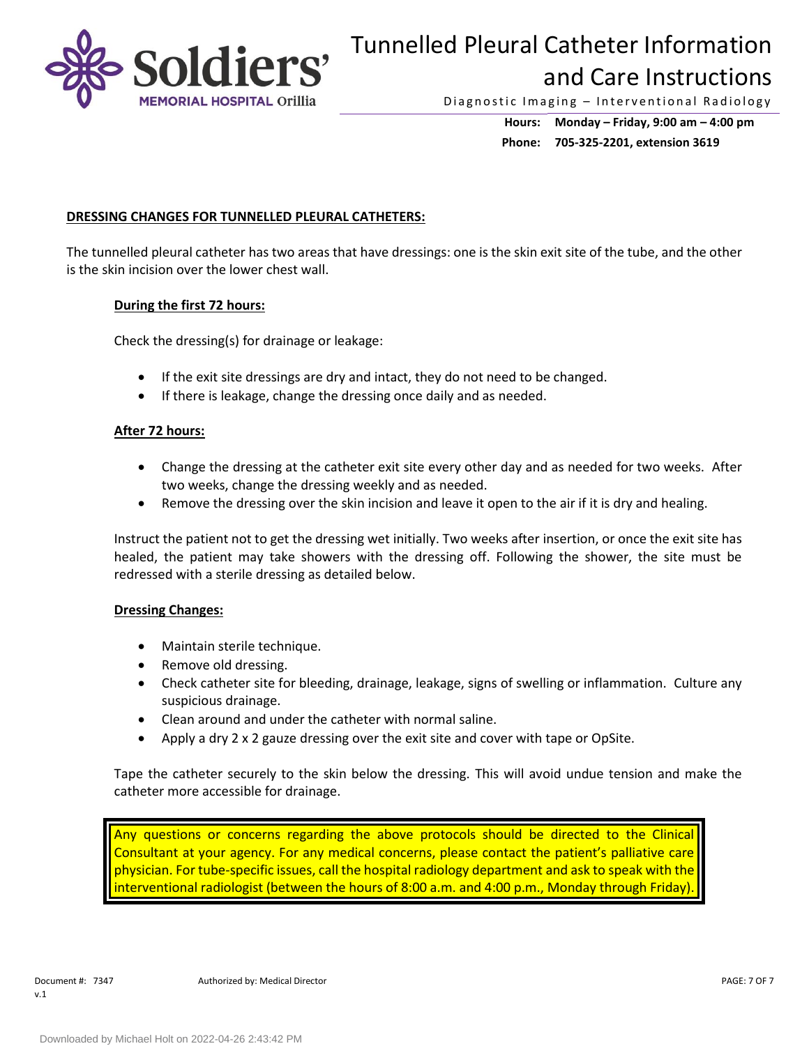## DRESSING CHANGES FOR TUNNELLED PLEURAL CATHETERS:

The tunnelled pleural catheter has two areas that have dressings: one is the skin exit site of the tube, and the other is the skin incision over the lower chest wall.

### During the first 72 hours:

Check the dressing(s) for drainage or leakage:

- If the exit site dressings are dry and intact, they do not need to be changed.
- If there is leakage, change the dressing once daily and as needed.

### After 72 hours:

- Change the dressing at the catheter exit site every other day and as needed for two weeks. After two weeks, change the dressing weekly and as needed.
- Remove the dressing over the skin incision and leave it open to the air if it is dry and healing.

Instruct the patient not to get the dressing wet initially. Two weeks after insertion, or once the exit site has healed, the patient may take showers with the dressing off. Following the shower, the site must be redressed with a sterile dressing as detailed below.

### Dressing Changes:

- Maintain sterile technique.
- Remove old dressing.
- Check catheter site for bleeding, drainage, leakage, signs of swelling or inflammation. Culture any suspicious drainage.
- Clean around and under the catheter with normal saline.
- Apply a dry 2 x 2 gauze dressing over the exit site and cover with tape or OpSite.

Tape the catheter securely to the skin below the dressing. This will avoid undue tension and make the catheter more accessible for drainage.

> Any questions or concerns regarding the above protocols should be directed to the Clinical Consultant at your agency. For any medical concerns, please contact the patient's palliative care physician. For tube-specific issues, call the hospital radiology department and ask to speak with the interventional radiologist (between the hours of 8:00 a.m. and 4:00 p.m., Monday through Friday).